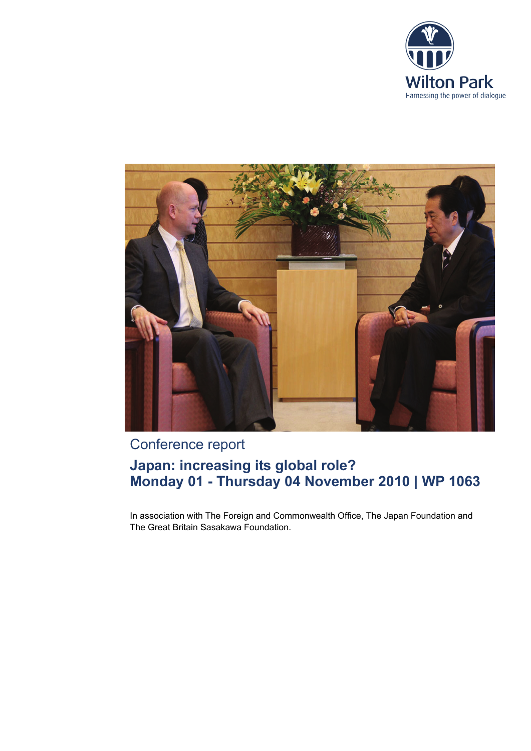Wilton Park

Harnessing the power of dialogue

Conference report

# Japan: increasing its global role?
# Monday 01 - Thursday 04 November 2010 | WP 1063

In association with The Foreign and Commonwealth Office, The Japan Foundation and The Great Britain Sasakawa Foundation.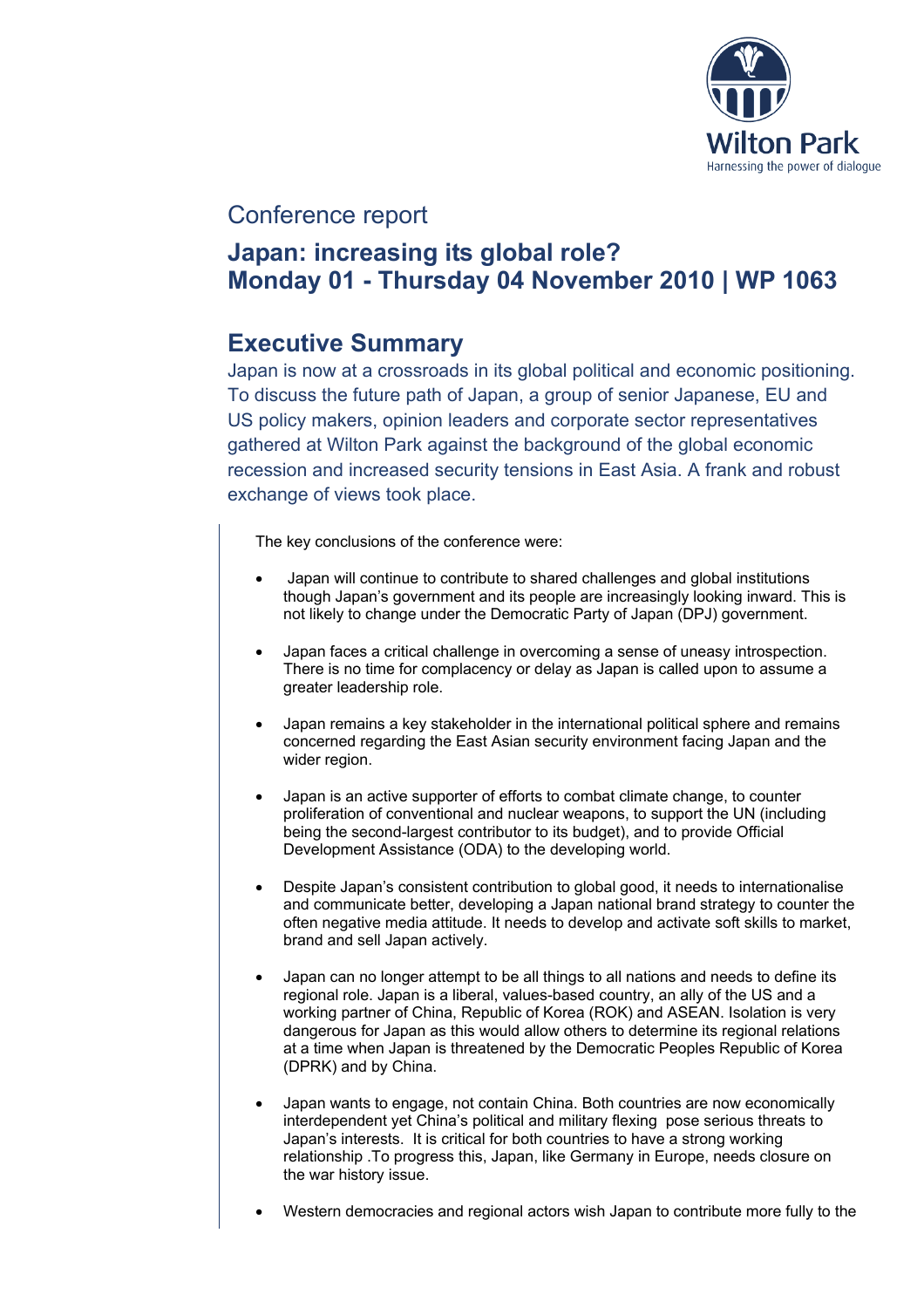# Conference report

## Japan: increasing its global role? Monday 01 - Thursday 04 November 2010 | WP 1063

## Executive Summary

Japan is now at a crossroads in its global political and economic positioning. To discuss the future path of Japan, a group of senior Japanese, EU and US policy makers, opinion leaders and corporate sector representatives gathered at Wilton Park against the background of the global economic recession and increased security tensions in East Asia. A frank and robust exchange of views took place.

The key conclusions of the conference were:

- Japan will continue to contribute to shared challenges and global institutions though Japan's government and its people are increasingly looking inward. This is not likely to change under the Democratic Party of Japan (DPJ) government.
- Japan faces a critical challenge in overcoming a sense of uneasy introspection. There is no time for complacency or delay as Japan is called upon to assume a greater leadership role.
- Japan remains a key stakeholder in the international political sphere and remains concerned regarding the East Asian security environment facing Japan and the wider region.
- Japan is an active supporter of efforts to combat climate change, to counter proliferation of conventional and nuclear weapons, to support the UN (including being the second-largest contributor to its budget), and to provide Official Development Assistance (ODA) to the developing world.
- Despite Japan's consistent contribution to global good, it needs to internationalise and communicate better, developing a Japan national brand strategy to counter the often negative media attitude. It needs to develop and activate soft skills to market, brand and sell Japan actively.
- Japan can no longer attempt to be all things to all nations and needs to define its regional role. Japan is a liberal, values-based country, an ally of the US and a working partner of China, Republic of Korea (ROK) and ASEAN. Isolation is very dangerous for Japan as this would allow others to determine its regional relations at a time when Japan is threatened by the Democratic Peoples Republic of Korea (DPRK) and by China.
- Japan wants to engage, not contain China. Both countries are now economically interdependent yet China's political and military flexing pose serious threats to Japan's interests. It is critical for both countries to have a strong working relationship .To progress this, Japan, like Germany in Europe, needs closure on the war history issue.
- Western democracies and regional actors wish Japan to contribute more fully to the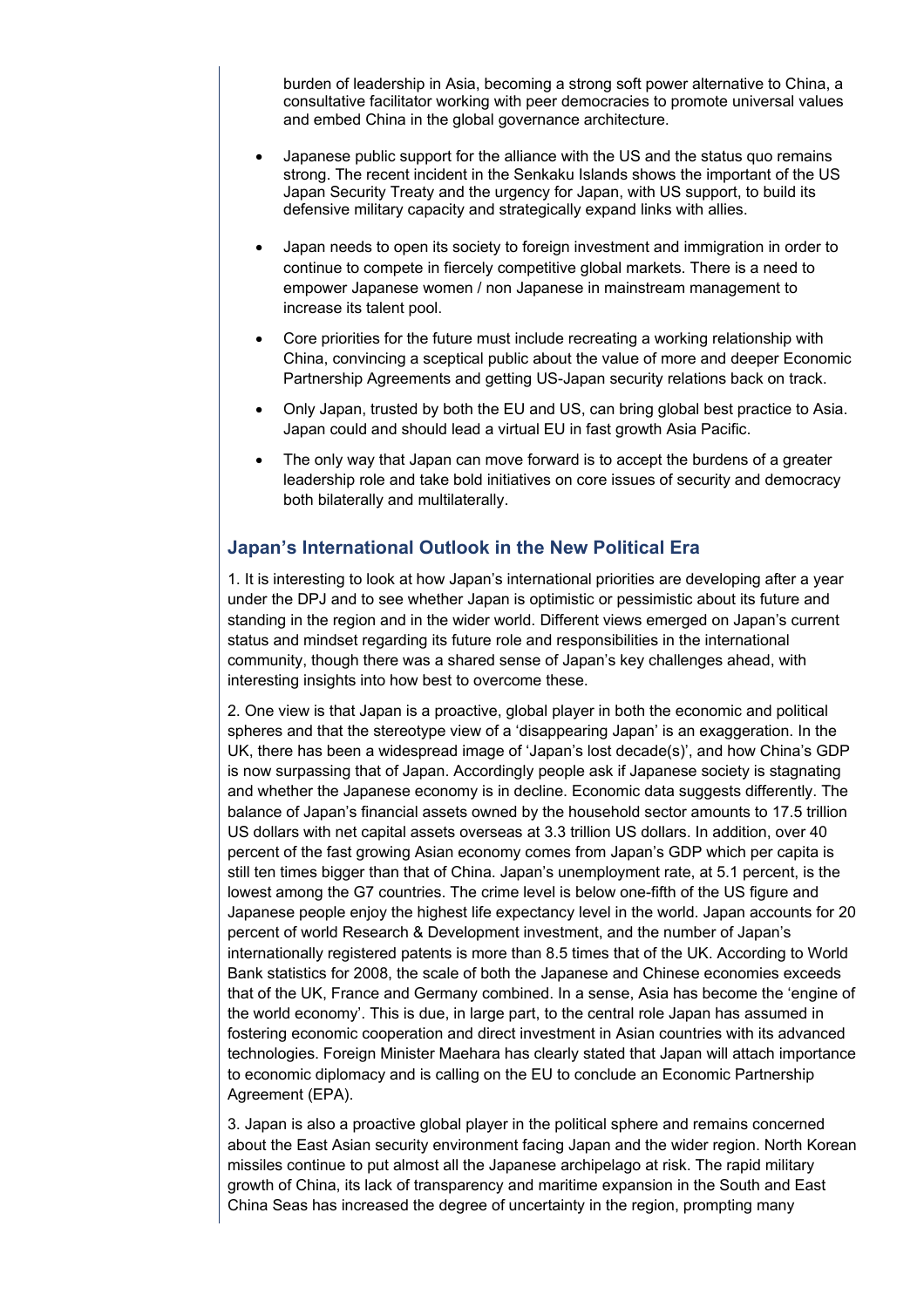burden of leadership in Asia, becoming a strong soft power alternative to China, a consultative facilitator working with peer democracies to promote universal values and embed China in the global governance architecture.

- Japanese public support for the alliance with the US and the status quo remains strong. The recent incident in the Senkaku Islands shows the important of the US Japan Security Treaty and the urgency for Japan, with US support, to build its defensive military capacity and strategically expand links with allies.

- Japan needs to open its society to foreign investment and immigration in order to continue to compete in fiercely competitive global markets. There is a need to empower Japanese women / non Japanese in mainstream management to increase its talent pool.

- Core priorities for the future must include recreating a working relationship with China, convincing a sceptical public about the value of more and deeper Economic Partnership Agreements and getting US-Japan security relations back on track.

- Only Japan, trusted by both the EU and US, can bring global best practice to Asia. Japan could and should lead a virtual EU in fast growth Asia Pacific.

- The only way that Japan can move forward is to accept the burdens of a greater leadership role and take bold initiatives on core issues of security and democracy both bilaterally and multilaterally.

## Japan's International Outlook in the New Political Era

1. It is interesting to look at how Japan's international priorities are developing after a year under the DPJ and to see whether Japan is optimistic or pessimistic about its future and standing in the region and in the wider world. Different views emerged on Japan's current status and mindset regarding its future role and responsibilities in the international community, though there was a shared sense of Japan's key challenges ahead, with interesting insights into how best to overcome these.

2. One view is that Japan is a proactive, global player in both the economic and political spheres and that the stereotype view of a 'disappearing Japan' is an exaggeration. In the UK, there has been a widespread image of 'Japan's lost decade(s)', and how China's GDP is now surpassing that of Japan. Accordingly people ask if Japanese society is stagnating and whether the Japanese economy is in decline. Economic data suggests differently. The balance of Japan's financial assets owned by the household sector amounts to 17.5 trillion US dollars with net capital assets overseas at 3.3 trillion US dollars. In addition, over 40 percent of the fast growing Asian economy comes from Japan's GDP which per capita is still ten times bigger than that of China. Japan's unemployment rate, at 5.1 percent, is the lowest among the G7 countries. The crime level is below one-fifth of the US figure and Japanese people enjoy the highest life expectancy level in the world. Japan accounts for 20 percent of world Research & Development investment, and the number of Japan's internationally registered patents is more than 8.5 times that of the UK. According to World Bank statistics for 2008, the scale of both the Japanese and Chinese economies exceeds that of the UK, France and Germany combined. In a sense, Asia has become the 'engine of the world economy'. This is due, in large part, to the central role Japan has assumed in fostering economic cooperation and direct investment in Asian countries with its advanced technologies. Foreign Minister Maehara has clearly stated that Japan will attach importance to economic diplomacy and is calling on the EU to conclude an Economic Partnership Agreement (EPA).

3. Japan is also a proactive global player in the political sphere and remains concerned about the East Asian security environment facing Japan and the wider region. North Korean missiles continue to put almost all the Japanese archipelago at risk. The rapid military growth of China, its lack of transparency and maritime expansion in the South and East China Seas has increased the degree of uncertainty in the region, prompting many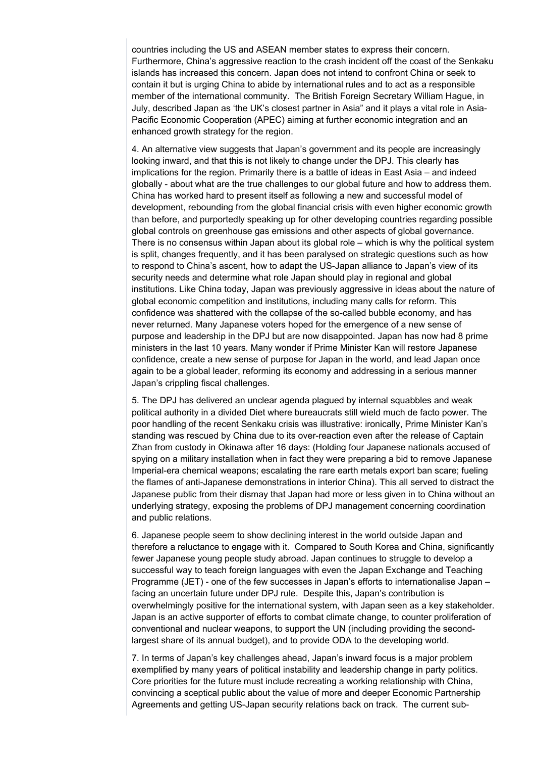countries including the US and ASEAN member states to express their concern. Furthermore, China's aggressive reaction to the crash incident off the coast of the Senkaku islands has increased this concern. Japan does not intend to confront China or seek to contain it but is urging China to abide by international rules and to act as a responsible member of the international community. The British Foreign Secretary William Hague, in July, described Japan as 'the UK's closest partner in Asia" and it plays a vital role in Asia-Pacific Economic Cooperation (APEC) aiming at further economic integration and an enhanced growth strategy for the region.

4. An alternative view suggests that Japan's government and its people are increasingly looking inward, and that this is not likely to change under the DPJ. This clearly has implications for the region. Primarily there is a battle of ideas in East Asia – and indeed globally - about what are the true challenges to our global future and how to address them. China has worked hard to present itself as following a new and successful model of development, rebounding from the global financial crisis with even higher economic growth than before, and purportedly speaking up for other developing countries regarding possible global controls on greenhouse gas emissions and other aspects of global governance. There is no consensus within Japan about its global role – which is why the political system is split, changes frequently, and it has been paralysed on strategic questions such as how to respond to China's ascent, how to adapt the US-Japan alliance to Japan's view of its security needs and determine what role Japan should play in regional and global institutions. Like China today, Japan was previously aggressive in ideas about the nature of global economic competition and institutions, including many calls for reform. This confidence was shattered with the collapse of the so-called bubble economy, and has never returned. Many Japanese voters hoped for the emergence of a new sense of purpose and leadership in the DPJ but are now disappointed. Japan has now had 8 prime ministers in the last 10 years. Many wonder if Prime Minister Kan will restore Japanese confidence, create a new sense of purpose for Japan in the world, and lead Japan once again to be a global leader, reforming its economy and addressing in a serious manner Japan's crippling fiscal challenges.

5. The DPJ has delivered an unclear agenda plagued by internal squabbles and weak political authority in a divided Diet where bureaucrats still wield much de facto power. The poor handling of the recent Senkaku crisis was illustrative: ironically, Prime Minister Kan's standing was rescued by China due to its over-reaction even after the release of Captain Zhan from custody in Okinawa after 16 days: (Holding four Japanese nationals accused of spying on a military installation when in fact they were preparing a bid to remove Japanese Imperial-era chemical weapons; escalating the rare earth metals export ban scare; fueling the flames of anti-Japanese demonstrations in interior China). This all served to distract the Japanese public from their dismay that Japan had more or less given in to China without an underlying strategy, exposing the problems of DPJ management concerning coordination and public relations.

6. Japanese people seem to show declining interest in the world outside Japan and therefore a reluctance to engage with it. Compared to South Korea and China, significantly fewer Japanese young people study abroad. Japan continues to struggle to develop a successful way to teach foreign languages with even the Japan Exchange and Teaching Programme (JET) - one of the few successes in Japan's efforts to internationalise Japan – facing an uncertain future under DPJ rule. Despite this, Japan's contribution is overwhelmingly positive for the international system, with Japan seen as a key stakeholder. Japan is an active supporter of efforts to combat climate change, to counter proliferation of conventional and nuclear weapons, to support the UN (including providing the second-largest share of its annual budget), and to provide ODA to the developing world.

7. In terms of Japan's key challenges ahead, Japan's inward focus is a major problem exemplified by many years of political instability and leadership change in party politics. Core priorities for the future must include recreating a working relationship with China, convincing a sceptical public about the value of more and deeper Economic Partnership Agreements and getting US-Japan security relations back on track. The current sub-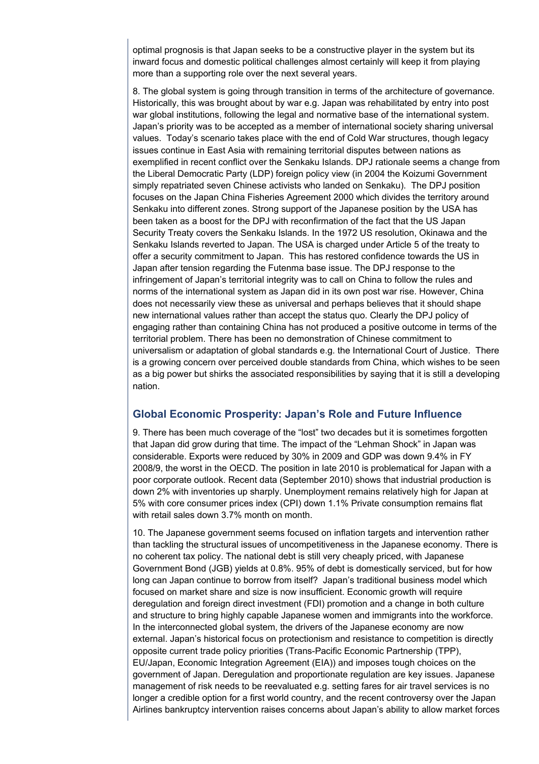optimal prognosis is that Japan seeks to be a constructive player in the system but its inward focus and domestic political challenges almost certainly will keep it from playing more than a supporting role over the next several years.

8. The global system is going through transition in terms of the architecture of governance. Historically, this was brought about by war e.g. Japan was rehabilitated by entry into post war global institutions, following the legal and normative base of the international system. Japan's priority was to be accepted as a member of international society sharing universal values. Today's scenario takes place with the end of Cold War structures, though legacy issues continue in East Asia with remaining territorial disputes between nations as exemplified in recent conflict over the Senkaku Islands. DPJ rationale seems a change from the Liberal Democratic Party (LDP) foreign policy view (in 2004 the Koizumi Government simply repatriated seven Chinese activists who landed on Senkaku). The DPJ position focuses on the Japan China Fisheries Agreement 2000 which divides the territory around Senkaku into different zones. Strong support of the Japanese position by the USA has been taken as a boost for the DPJ with reconfirmation of the fact that the US Japan Security Treaty covers the Senkaku Islands. In the 1972 US resolution, Okinawa and the Senkaku Islands reverted to Japan. The USA is charged under Article 5 of the treaty to offer a security commitment to Japan. This has restored confidence towards the US in Japan after tension regarding the Futenma base issue. The DPJ response to the infringement of Japan's territorial integrity was to call on China to follow the rules and norms of the international system as Japan did in its own post war rise. However, China does not necessarily view these as universal and perhaps believes that it should shape new international values rather than accept the status quo. Clearly the DPJ policy of engaging rather than containing China has not produced a positive outcome in terms of the territorial problem. There has been no demonstration of Chinese commitment to universalism or adaptation of global standards e.g. the International Court of Justice. There is a growing concern over perceived double standards from China, which wishes to be seen as a big power but shirks the associated responsibilities by saying that it is still a developing nation.

## Global Economic Prosperity: Japan's Role and Future Influence

9. There has been much coverage of the "lost" two decades but it is sometimes forgotten that Japan did grow during that time. The impact of the "Lehman Shock" in Japan was considerable. Exports were reduced by 30% in 2009 and GDP was down 9.4% in FY 2008/9, the worst in the OECD. The position in late 2010 is problematical for Japan with a poor corporate outlook. Recent data (September 2010) shows that industrial production is down 2% with inventories up sharply. Unemployment remains relatively high for Japan at 5% with core consumer prices index (CPI) down 1.1% Private consumption remains flat with retail sales down 3.7% month on month.

10. The Japanese government seems focused on inflation targets and intervention rather than tackling the structural issues of uncompetitiveness in the Japanese economy. There is no coherent tax policy. The national debt is still very cheaply priced, with Japanese Government Bond (JGB) yields at 0.8%. 95% of debt is domestically serviced, but for how long can Japan continue to borrow from itself? Japan's traditional business model which focused on market share and size is now insufficient. Economic growth will require deregulation and foreign direct investment (FDI) promotion and a change in both culture and structure to bring highly capable Japanese women and immigrants into the workforce. In the interconnected global system, the drivers of the Japanese economy are now external. Japan's historical focus on protectionism and resistance to competition is directly opposite current trade policy priorities (Trans-Pacific Economic Partnership (TPP), EU/Japan, Economic Integration Agreement (EIA)) and imposes tough choices on the government of Japan. Deregulation and proportionate regulation are key issues. Japanese management of risk needs to be reevaluated e.g. setting fares for air travel services is no longer a credible option for a first world country, and the recent controversy over the Japan Airlines bankruptcy intervention raises concerns about Japan's ability to allow market forces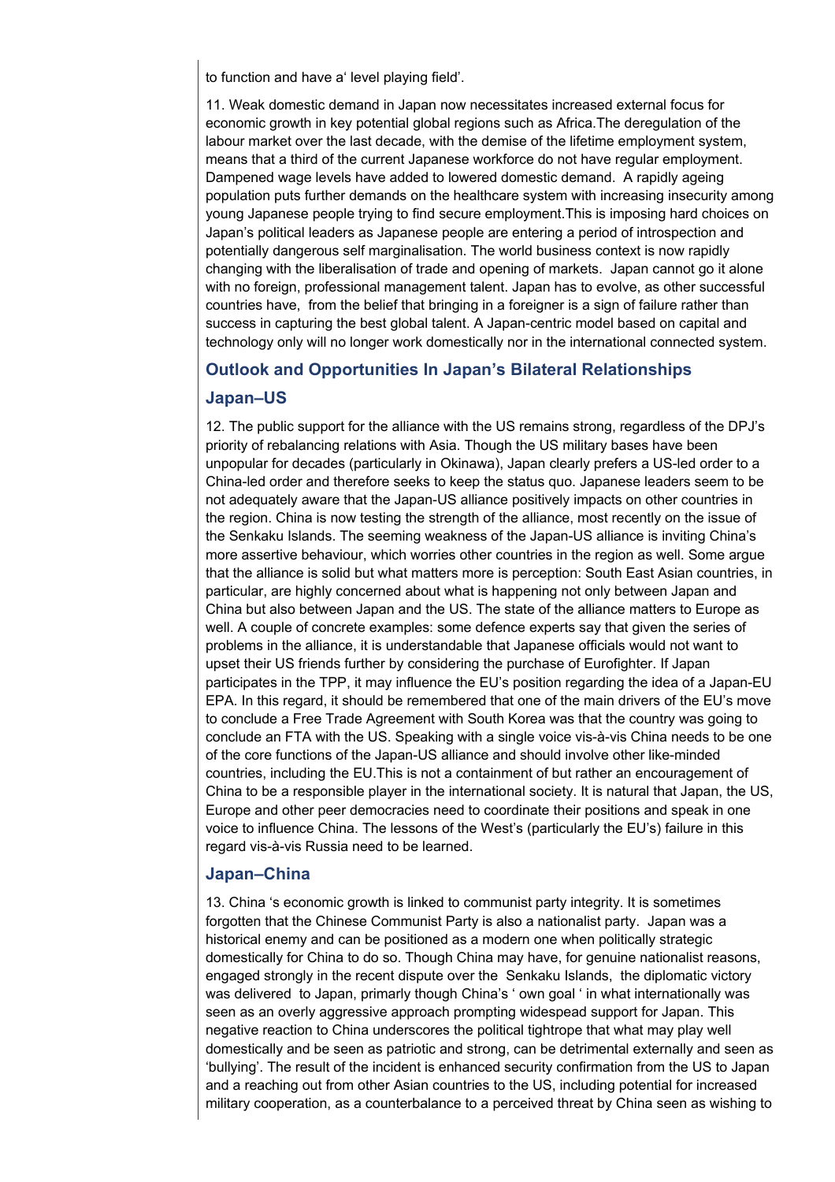to function and have a' level playing field'.

11. Weak domestic demand in Japan now necessitates increased external focus for economic growth in key potential global regions such as Africa.The deregulation of the labour market over the last decade, with the demise of the lifetime employment system, means that a third of the current Japanese workforce do not have regular employment. Dampened wage levels have added to lowered domestic demand. A rapidly ageing population puts further demands on the healthcare system with increasing insecurity among young Japanese people trying to find secure employment.This is imposing hard choices on Japan's political leaders as Japanese people are entering a period of introspection and potentially dangerous self marginalisation. The world business context is now rapidly changing with the liberalisation of trade and opening of markets. Japan cannot go it alone with no foreign, professional management talent. Japan has to evolve, as other successful countries have, from the belief that bringing in a foreigner is a sign of failure rather than success in capturing the best global talent. A Japan-centric model based on capital and technology only will no longer work domestically nor in the international connected system.

## Outlook and Opportunities In Japan's Bilateral Relationships

### Japan–US

12. The public support for the alliance with the US remains strong, regardless of the DPJ's priority of rebalancing relations with Asia. Though the US military bases have been unpopular for decades (particularly in Okinawa), Japan clearly prefers a US-led order to a China-led order and therefore seeks to keep the status quo. Japanese leaders seem to be not adequately aware that the Japan-US alliance positively impacts on other countries in the region. China is now testing the strength of the alliance, most recently on the issue of the Senkaku Islands. The seeming weakness of the Japan-US alliance is inviting China's more assertive behaviour, which worries other countries in the region as well. Some argue that the alliance is solid but what matters more is perception: South East Asian countries, in particular, are highly concerned about what is happening not only between Japan and China but also between Japan and the US. The state of the alliance matters to Europe as well. A couple of concrete examples: some defence experts say that given the series of problems in the alliance, it is understandable that Japanese officials would not want to upset their US friends further by considering the purchase of Eurofighter. If Japan participates in the TPP, it may influence the EU's position regarding the idea of a Japan-EU EPA. In this regard, it should be remembered that one of the main drivers of the EU's move to conclude a Free Trade Agreement with South Korea was that the country was going to conclude an FTA with the US. Speaking with a single voice vis-à-vis China needs to be one of the core functions of the Japan-US alliance and should involve other like-minded countries, including the EU.This is not a containment of but rather an encouragement of China to be a responsible player in the international society. It is natural that Japan, the US, Europe and other peer democracies need to coordinate their positions and speak in one voice to influence China. The lessons of the West's (particularly the EU's) failure in this regard vis-à-vis Russia need to be learned.

### Japan–China

13. China 's economic growth is linked to communist party integrity. It is sometimes forgotten that the Chinese Communist Party is also a nationalist party. Japan was a historical enemy and can be positioned as a modern one when politically strategic domestically for China to do so. Though China may have, for genuine nationalist reasons, engaged strongly in the recent dispute over the Senkaku Islands, the diplomatic victory was delivered to Japan, primarly though China's ' own goal ' in what internationally was seen as an overly aggressive approach prompting widespread support for Japan. This negative reaction to China underscores the political tightrope that what may play well domestically and be seen as patriotic and strong, can be detrimental externally and seen as 'bullying'. The result of the incident is enhanced security confirmation from the US to Japan and a reaching out from other Asian countries to the US, including potential for increased military cooperation, as a counterbalance to a perceived threat by China seen as wishing to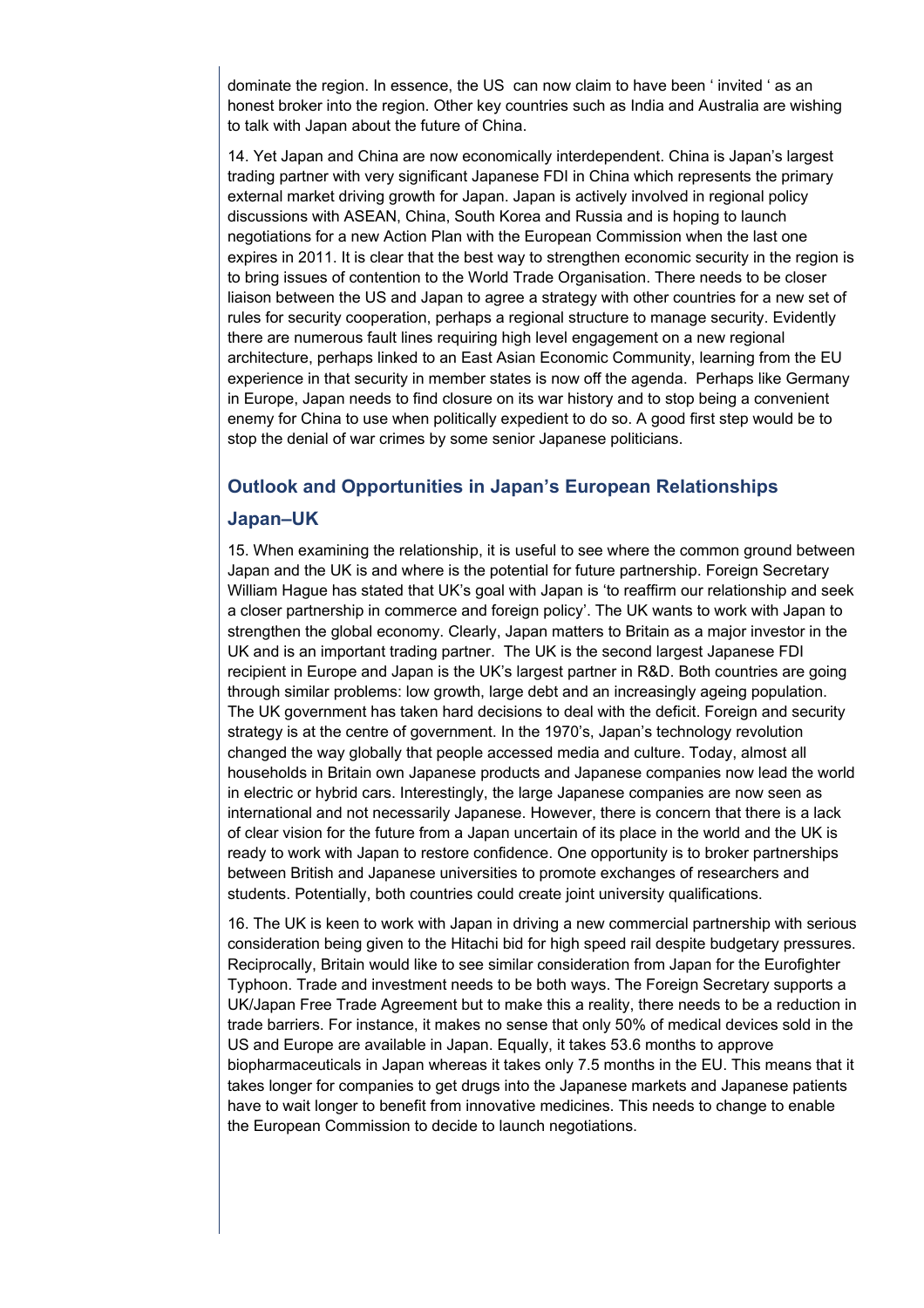dominate the region. In essence, the US can now claim to have been ‘ invited ‘ as an honest broker into the region. Other key countries such as India and Australia are wishing to talk with Japan about the future of China.

14. Yet Japan and China are now economically interdependent. China is Japan’s largest trading partner with very significant Japanese FDI in China which represents the primary external market driving growth for Japan. Japan is actively involved in regional policy discussions with ASEAN, China, South Korea and Russia and is hoping to launch negotiations for a new Action Plan with the European Commission when the last one expires in 2011. It is clear that the best way to strengthen economic security in the region is to bring issues of contention to the World Trade Organisation. There needs to be closer liaison between the US and Japan to agree a strategy with other countries for a new set of rules for security cooperation, perhaps a regional structure to manage security. Evidently there are numerous fault lines requiring high level engagement on a new regional architecture, perhaps linked to an East Asian Economic Community, learning from the EU experience in that security in member states is now off the agenda. Perhaps like Germany in Europe, Japan needs to find closure on its war history and to stop being a convenient enemy for China to use when politically expedient to do so. A good first step would be to stop the denial of war crimes by some senior Japanese politicians.

## Outlook and Opportunities in Japan’s European Relationships

### Japan–UK

15. When examining the relationship, it is useful to see where the common ground between Japan and the UK is and where is the potential for future partnership. Foreign Secretary William Hague has stated that UK’s goal with Japan is ‘to reaffirm our relationship and seek a closer partnership in commerce and foreign policy’. The UK wants to work with Japan to strengthen the global economy. Clearly, Japan matters to Britain as a major investor in the UK and is an important trading partner. The UK is the second largest Japanese FDI recipient in Europe and Japan is the UK’s largest partner in R&D. Both countries are going through similar problems: low growth, large debt and an increasingly ageing population. The UK government has taken hard decisions to deal with the deficit. Foreign and security strategy is at the centre of government. In the 1970’s, Japan’s technology revolution changed the way globally that people accessed media and culture. Today, almost all households in Britain own Japanese products and Japanese companies now lead the world in electric or hybrid cars. Interestingly, the large Japanese companies are now seen as international and not necessarily Japanese. However, there is concern that there is a lack of clear vision for the future from a Japan uncertain of its place in the world and the UK is ready to work with Japan to restore confidence. One opportunity is to broker partnerships between British and Japanese universities to promote exchanges of researchers and students. Potentially, both countries could create joint university qualifications.

16. The UK is keen to work with Japan in driving a new commercial partnership with serious consideration being given to the Hitachi bid for high speed rail despite budgetary pressures. Reciprocally, Britain would like to see similar consideration from Japan for the Eurofighter Typhoon. Trade and investment needs to be both ways. The Foreign Secretary supports a UK/Japan Free Trade Agreement but to make this a reality, there needs to be a reduction in trade barriers. For instance, it makes no sense that only 50% of medical devices sold in the US and Europe are available in Japan. Equally, it takes 53.6 months to approve biopharmaceuticals in Japan whereas it takes only 7.5 months in the EU. This means that it takes longer for companies to get drugs into the Japanese markets and Japanese patients have to wait longer to benefit from innovative medicines. This needs to change to enable the European Commission to decide to launch negotiations.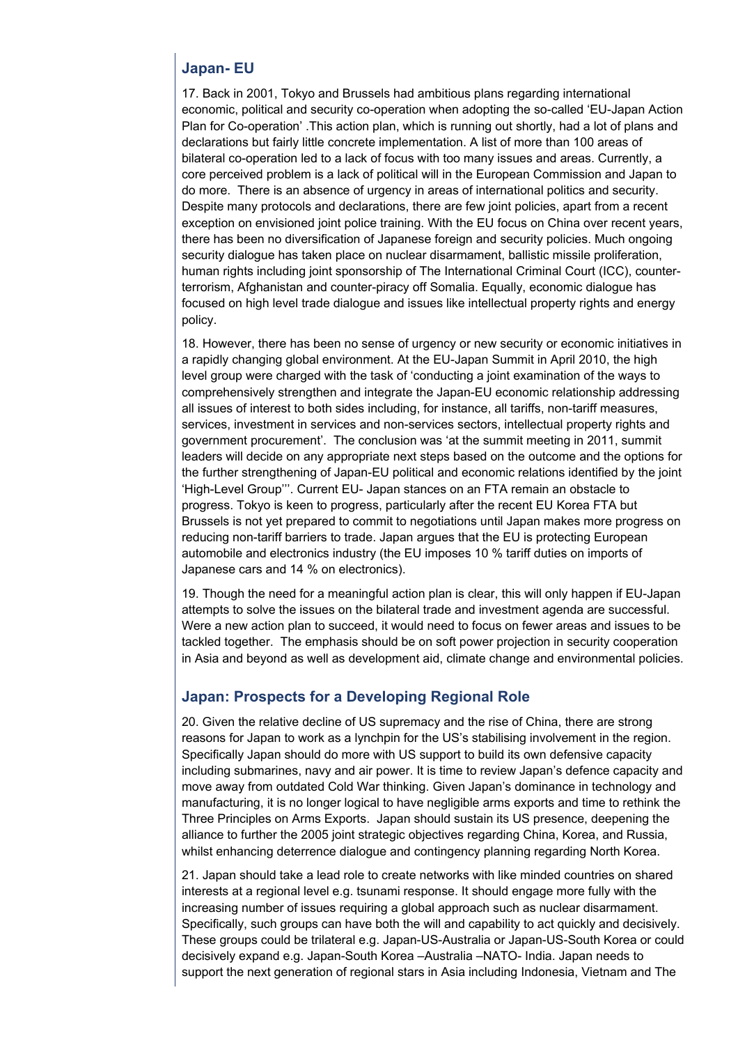## Japan- EU

17. Back in 2001, Tokyo and Brussels had ambitious plans regarding international economic, political and security co-operation when adopting the so-called 'EU-Japan Action Plan for Co-operation' .This action plan, which is running out shortly, had a lot of plans and declarations but fairly little concrete implementation. A list of more than 100 areas of bilateral co-operation led to a lack of focus with too many issues and areas. Currently, a core perceived problem is a lack of political will in the European Commission and Japan to do more. There is an absence of urgency in areas of international politics and security. Despite many protocols and declarations, there are few joint policies, apart from a recent exception on envisioned joint police training. With the EU focus on China over recent years, there has been no diversification of Japanese foreign and security policies. Much ongoing security dialogue has taken place on nuclear disarmament, ballistic missile proliferation, human rights including joint sponsorship of The International Criminal Court (ICC), counter-terrorism, Afghanistan and counter-piracy off Somalia. Equally, economic dialogue has focused on high level trade dialogue and issues like intellectual property rights and energy policy.

18. However, there has been no sense of urgency or new security or economic initiatives in a rapidly changing global environment. At the EU-Japan Summit in April 2010, the high level group were charged with the task of 'conducting a joint examination of the ways to comprehensively strengthen and integrate the Japan-EU economic relationship addressing all issues of interest to both sides including, for instance, all tariffs, non-tariff measures, services, investment in services and non-services sectors, intellectual property rights and government procurement'. The conclusion was 'at the summit meeting in 2011, summit leaders will decide on any appropriate next steps based on the outcome and the options for the further strengthening of Japan-EU political and economic relations identified by the joint 'High-Level Group'''. Current EU- Japan stances on an FTA remain an obstacle to progress. Tokyo is keen to progress, particularly after the recent EU Korea FTA but Brussels is not yet prepared to commit to negotiations until Japan makes more progress on reducing non-tariff barriers to trade. Japan argues that the EU is protecting European automobile and electronics industry (the EU imposes 10 % tariff duties on imports of Japanese cars and 14 % on electronics).

19. Though the need for a meaningful action plan is clear, this will only happen if EU-Japan attempts to solve the issues on the bilateral trade and investment agenda are successful. Were a new action plan to succeed, it would need to focus on fewer areas and issues to be tackled together. The emphasis should be on soft power projection in security cooperation in Asia and beyond as well as development aid, climate change and environmental policies.

## Japan: Prospects for a Developing Regional Role

20. Given the relative decline of US supremacy and the rise of China, there are strong reasons for Japan to work as a lynchpin for the US's stabilising involvement in the region. Specifically Japan should do more with US support to build its own defensive capacity including submarines, navy and air power. It is time to review Japan's defence capacity and move away from outdated Cold War thinking. Given Japan's dominance in technology and manufacturing, it is no longer logical to have negligible arms exports and time to rethink the Three Principles on Arms Exports. Japan should sustain its US presence, deepening the alliance to further the 2005 joint strategic objectives regarding China, Korea, and Russia, whilst enhancing deterrence dialogue and contingency planning regarding North Korea.

21. Japan should take a lead role to create networks with like minded countries on shared interests at a regional level e.g. tsunami response. It should engage more fully with the increasing number of issues requiring a global approach such as nuclear disarmament. Specifically, such groups can have both the will and capability to act quickly and decisively. These groups could be trilateral e.g. Japan-US-Australia or Japan-US-South Korea or could decisively expand e.g. Japan-South Korea –Australia –NATO- India. Japan needs to support the next generation of regional stars in Asia including Indonesia, Vietnam and The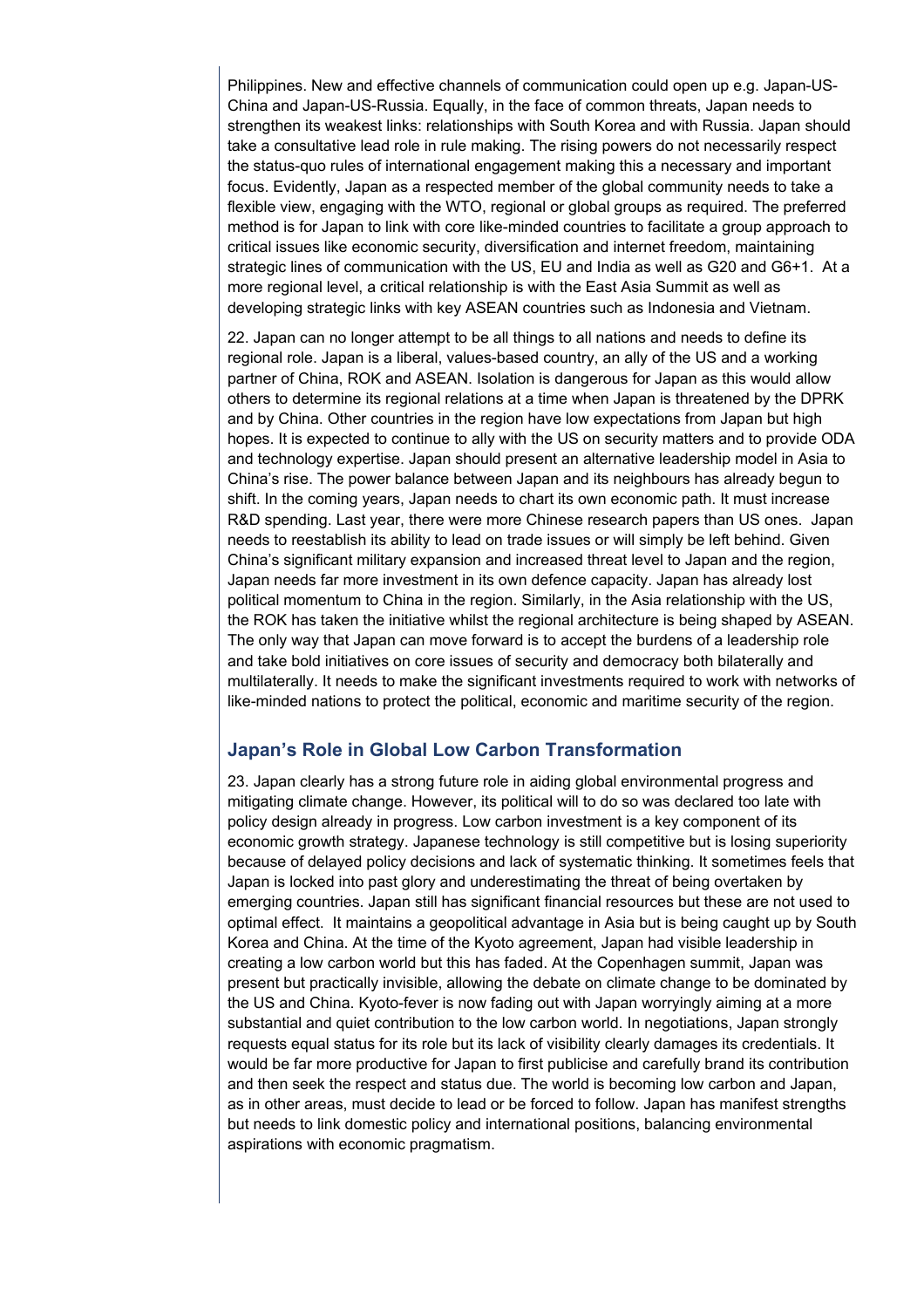Philippines. New and effective channels of communication could open up e.g. Japan-US-China and Japan-US-Russia. Equally, in the face of common threats, Japan needs to strengthen its weakest links: relationships with South Korea and with Russia. Japan should take a consultative lead role in rule making. The rising powers do not necessarily respect the status-quo rules of international engagement making this a necessary and important focus. Evidently, Japan as a respected member of the global community needs to take a flexible view, engaging with the WTO, regional or global groups as required. The preferred method is for Japan to link with core like-minded countries to facilitate a group approach to critical issues like economic security, diversification and internet freedom, maintaining strategic lines of communication with the US, EU and India as well as G20 and G6+1. At a more regional level, a critical relationship is with the East Asia Summit as well as developing strategic links with key ASEAN countries such as Indonesia and Vietnam.

22. Japan can no longer attempt to be all things to all nations and needs to define its regional role. Japan is a liberal, values-based country, an ally of the US and a working partner of China, ROK and ASEAN. Isolation is dangerous for Japan as this would allow others to determine its regional relations at a time when Japan is threatened by the DPRK and by China. Other countries in the region have low expectations from Japan but high hopes. It is expected to continue to ally with the US on security matters and to provide ODA and technology expertise. Japan should present an alternative leadership model in Asia to China's rise. The power balance between Japan and its neighbours has already begun to shift. In the coming years, Japan needs to chart its own economic path. It must increase R&D spending. Last year, there were more Chinese research papers than US ones. Japan needs to reestablish its ability to lead on trade issues or will simply be left behind. Given China's significant military expansion and increased threat level to Japan and the region, Japan needs far more investment in its own defence capacity. Japan has already lost political momentum to China in the region. Similarly, in the Asia relationship with the US, the ROK has taken the initiative whilst the regional architecture is being shaped by ASEAN. The only way that Japan can move forward is to accept the burdens of a leadership role and take bold initiatives on core issues of security and democracy both bilaterally and multilaterally. It needs to make the significant investments required to work with networks of like-minded nations to protect the political, economic and maritime security of the region.

## Japan's Role in Global Low Carbon Transformation

23. Japan clearly has a strong future role in aiding global environmental progress and mitigating climate change. However, its political will to do so was declared too late with policy design already in progress. Low carbon investment is a key component of its economic growth strategy. Japanese technology is still competitive but is losing superiority because of delayed policy decisions and lack of systematic thinking. It sometimes feels that Japan is locked into past glory and underestimating the threat of being overtaken by emerging countries. Japan still has significant financial resources but these are not used to optimal effect. It maintains a geopolitical advantage in Asia but is being caught up by South Korea and China. At the time of the Kyoto agreement, Japan had visible leadership in creating a low carbon world but this has faded. At the Copenhagen summit, Japan was present but practically invisible, allowing the debate on climate change to be dominated by the US and China. Kyoto-fever is now fading out with Japan worryingly aiming at a more substantial and quiet contribution to the low carbon world. In negotiations, Japan strongly requests equal status for its role but its lack of visibility clearly damages its credentials. It would be far more productive for Japan to first publicise and carefully brand its contribution and then seek the respect and status due. The world is becoming low carbon and Japan, as in other areas, must decide to lead or be forced to follow. Japan has manifest strengths but needs to link domestic policy and international positions, balancing environmental aspirations with economic pragmatism.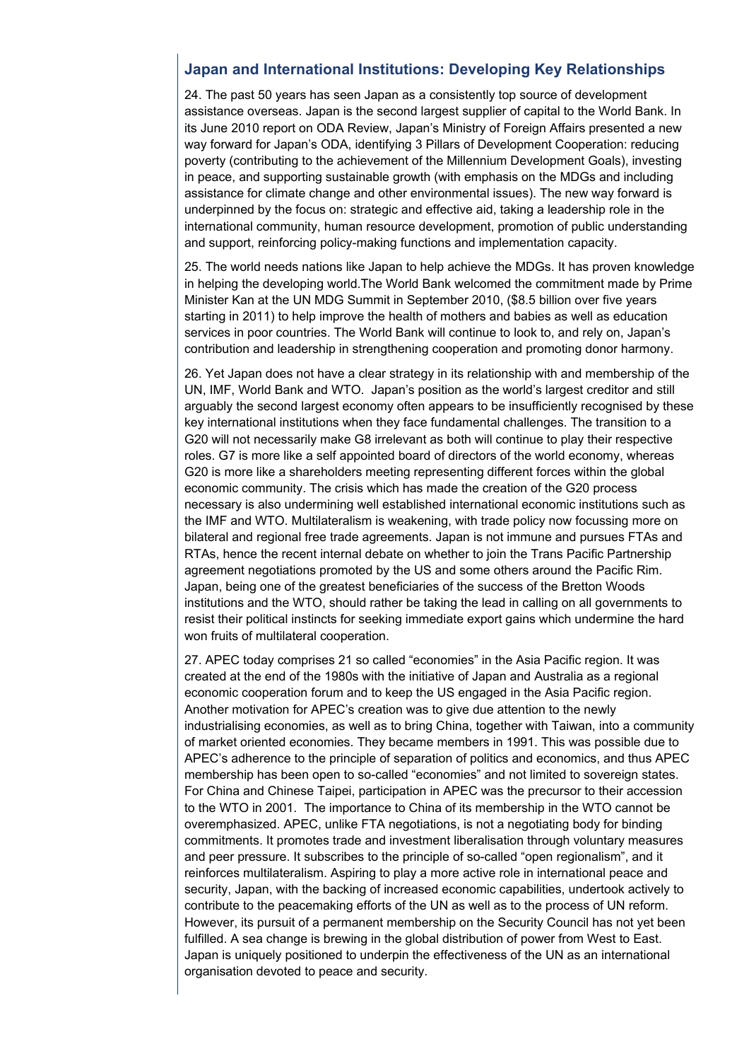## Japan and International Institutions: Developing Key Relationships

24. The past 50 years has seen Japan as a consistently top source of development assistance overseas. Japan is the second largest supplier of capital to the World Bank. In its June 2010 report on ODA Review, Japan's Ministry of Foreign Affairs presented a new way forward for Japan's ODA, identifying 3 Pillars of Development Cooperation: reducing poverty (contributing to the achievement of the Millennium Development Goals), investing in peace, and supporting sustainable growth (with emphasis on the MDGs and including assistance for climate change and other environmental issues). The new way forward is underpinned by the focus on: strategic and effective aid, taking a leadership role in the international community, human resource development, promotion of public understanding and support, reinforcing policy-making functions and implementation capacity.

25. The world needs nations like Japan to help achieve the MDGs. It has proven knowledge in helping the developing world.The World Bank welcomed the commitment made by Prime Minister Kan at the UN MDG Summit in September 2010, ($8.5 billion over five years starting in 2011) to help improve the health of mothers and babies as well as education services in poor countries. The World Bank will continue to look to, and rely on, Japan's contribution and leadership in strengthening cooperation and promoting donor harmony.

26. Yet Japan does not have a clear strategy in its relationship with and membership of the UN, IMF, World Bank and WTO. Japan's position as the world's largest creditor and still arguably the second largest economy often appears to be insufficiently recognised by these key international institutions when they face fundamental challenges. The transition to a G20 will not necessarily make G8 irrelevant as both will continue to play their respective roles. G7 is more like a self appointed board of directors of the world economy, whereas G20 is more like a shareholders meeting representing different forces within the global economic community. The crisis which has made the creation of the G20 process necessary is also undermining well established international economic institutions such as the IMF and WTO. Multilateralism is weakening, with trade policy now focussing more on bilateral and regional free trade agreements. Japan is not immune and pursues FTAs and RTAs, hence the recent internal debate on whether to join the Trans Pacific Partnership agreement negotiations promoted by the US and some others around the Pacific Rim. Japan, being one of the greatest beneficiaries of the success of the Bretton Woods institutions and the WTO, should rather be taking the lead in calling on all governments to resist their political instincts for seeking immediate export gains which undermine the hard won fruits of multilateral cooperation.

27. APEC today comprises 21 so called "economies" in the Asia Pacific region. It was created at the end of the 1980s with the initiative of Japan and Australia as a regional economic cooperation forum and to keep the US engaged in the Asia Pacific region. Another motivation for APEC's creation was to give due attention to the newly industrialising economies, as well as to bring China, together with Taiwan, into a community of market oriented economies. They became members in 1991. This was possible due to APEC's adherence to the principle of separation of politics and economics, and thus APEC membership has been open to so-called "economies" and not limited to sovereign states. For China and Chinese Taipei, participation in APEC was the precursor to their accession to the WTO in 2001. The importance to China of its membership in the WTO cannot be overemphasized. APEC, unlike FTA negotiations, is not a negotiating body for binding commitments. It promotes trade and investment liberalisation through voluntary measures and peer pressure. It subscribes to the principle of so-called "open regionalism", and it reinforces multilateralism. Aspiring to play a more active role in international peace and security, Japan, with the backing of increased economic capabilities, undertook actively to contribute to the peacemaking efforts of the UN as well as to the process of UN reform. However, its pursuit of a permanent membership on the Security Council has not yet been fulfilled. A sea change is brewing in the global distribution of power from West to East. Japan is uniquely positioned to underpin the effectiveness of the UN as an international organisation devoted to peace and security.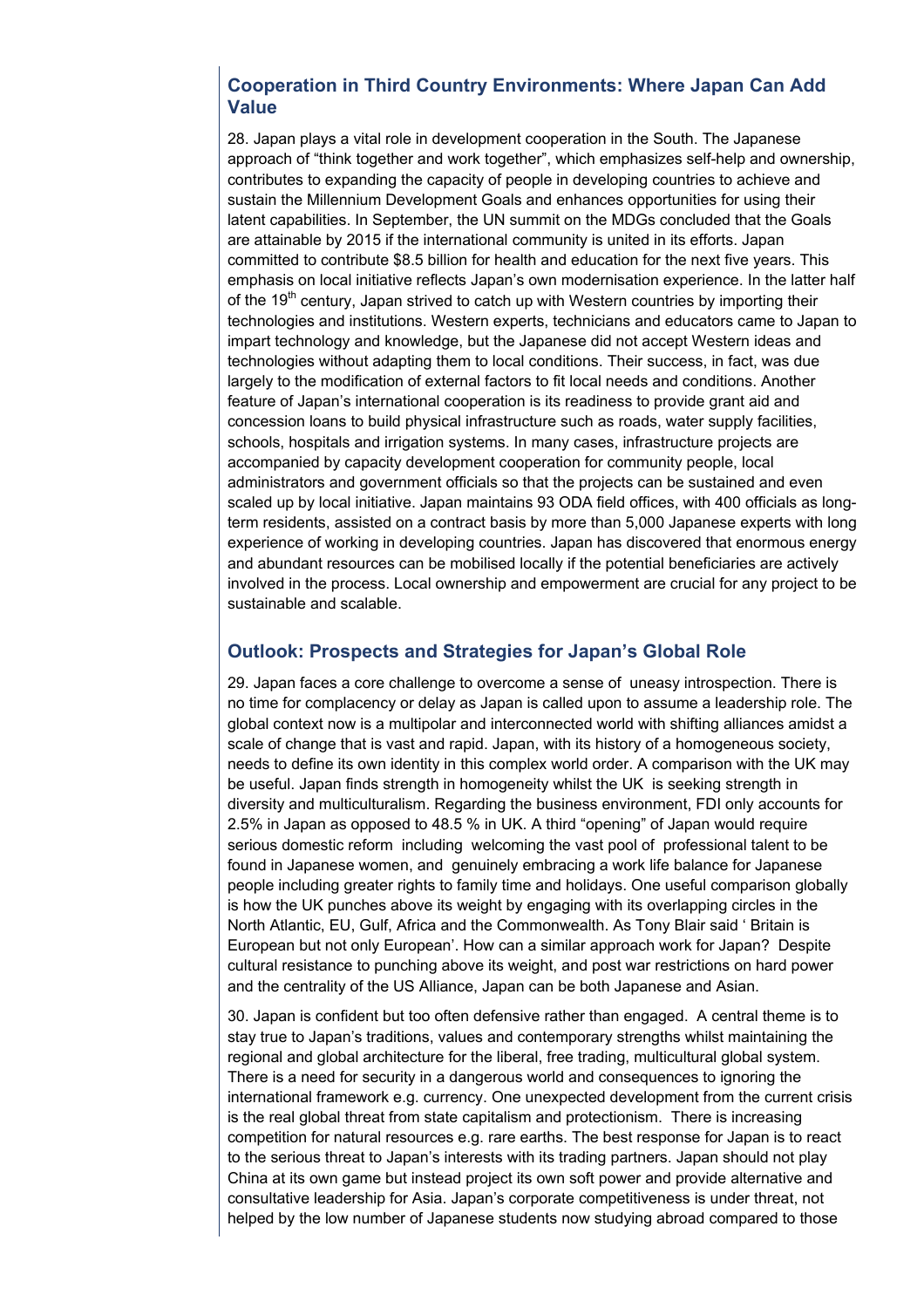## Cooperation in Third Country Environments: Where Japan Can Add Value

28. Japan plays a vital role in development cooperation in the South. The Japanese approach of "think together and work together", which emphasizes self-help and ownership, contributes to expanding the capacity of people in developing countries to achieve and sustain the Millennium Development Goals and enhances opportunities for using their latent capabilities. In September, the UN summit on the MDGs concluded that the Goals are attainable by 2015 if the international community is united in its efforts. Japan committed to contribute $8.5 billion for health and education for the next five years. This emphasis on local initiative reflects Japan's own modernisation experience. In the latter half of the 19th century, Japan strived to catch up with Western countries by importing their technologies and institutions. Western experts, technicians and educators came to Japan to impart technology and knowledge, but the Japanese did not accept Western ideas and technologies without adapting them to local conditions. Their success, in fact, was due largely to the modification of external factors to fit local needs and conditions. Another feature of Japan's international cooperation is its readiness to provide grant aid and concession loans to build physical infrastructure such as roads, water supply facilities, schools, hospitals and irrigation systems. In many cases, infrastructure projects are accompanied by capacity development cooperation for community people, local administrators and government officials so that the projects can be sustained and even scaled up by local initiative. Japan maintains 93 ODA field offices, with 400 officials as long-term residents, assisted on a contract basis by more than 5,000 Japanese experts with long experience of working in developing countries. Japan has discovered that enormous energy and abundant resources can be mobilised locally if the potential beneficiaries are actively involved in the process. Local ownership and empowerment are crucial for any project to be sustainable and scalable.

## Outlook: Prospects and Strategies for Japan's Global Role

29. Japan faces a core challenge to overcome a sense of uneasy introspection. There is no time for complacency or delay as Japan is called upon to assume a leadership role. The global context now is a multipolar and interconnected world with shifting alliances amidst a scale of change that is vast and rapid. Japan, with its history of a homogeneous society, needs to define its own identity in this complex world order. A comparison with the UK may be useful. Japan finds strength in homogeneity whilst the UK is seeking strength in diversity and multiculturalism. Regarding the business environment, FDI only accounts for 2.5% in Japan as opposed to 48.5 % in UK. A third "opening" of Japan would require serious domestic reform including welcoming the vast pool of professional talent to be found in Japanese women, and genuinely embracing a work life balance for Japanese people including greater rights to family time and holidays. One useful comparison globally is how the UK punches above its weight by engaging with its overlapping circles in the North Atlantic, EU, Gulf, Africa and the Commonwealth. As Tony Blair said ' Britain is European but not only European'. How can a similar approach work for Japan? Despite cultural resistance to punching above its weight, and post war restrictions on hard power and the centrality of the US Alliance, Japan can be both Japanese and Asian.

30. Japan is confident but too often defensive rather than engaged. A central theme is to stay true to Japan's traditions, values and contemporary strengths whilst maintaining the regional and global architecture for the liberal, free trading, multicultural global system. There is a need for security in a dangerous world and consequences to ignoring the international framework e.g. currency. One unexpected development from the current crisis is the real global threat from state capitalism and protectionism. There is increasing competition for natural resources e.g. rare earths. The best response for Japan is to react to the serious threat to Japan's interests with its trading partners. Japan should not play China at its own game but instead project its own soft power and provide alternative and consultative leadership for Asia. Japan's corporate competitiveness is under threat, not helped by the low number of Japanese students now studying abroad compared to those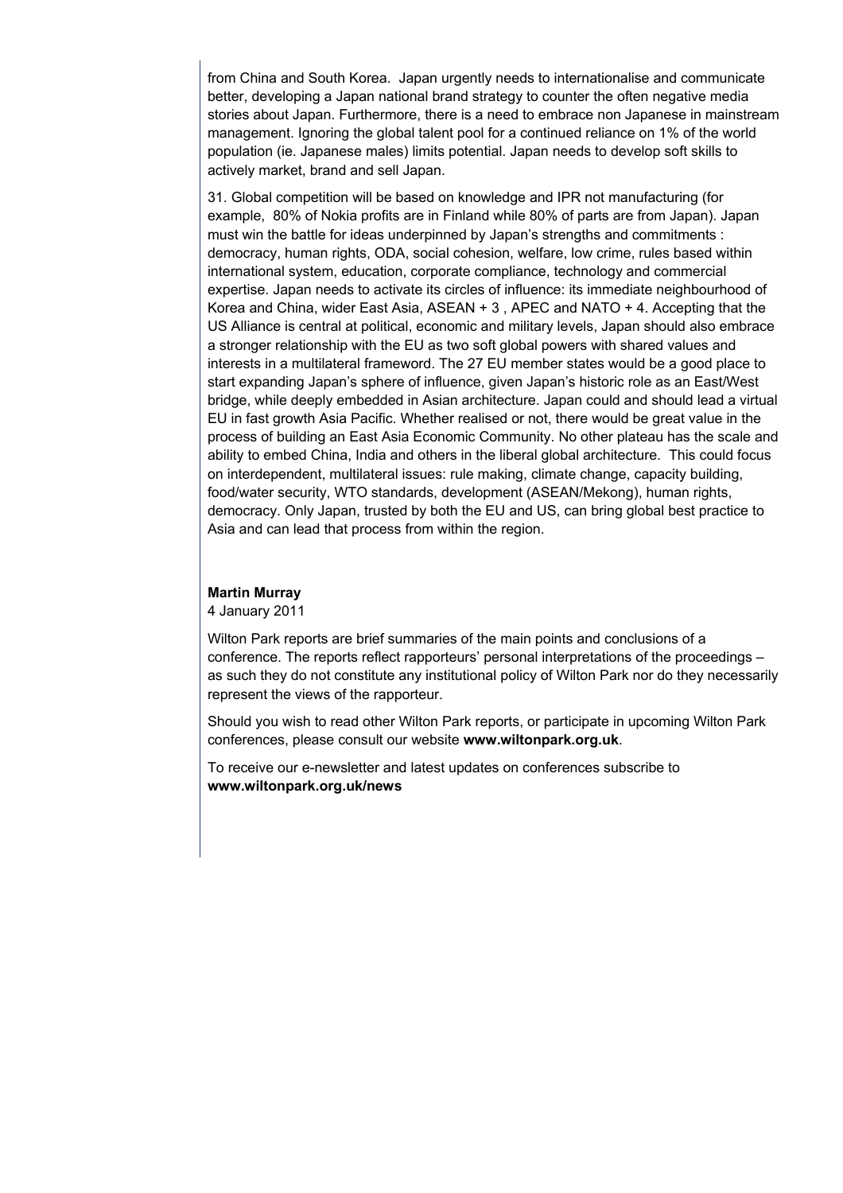from China and South Korea. Japan urgently needs to internationalise and communicate better, developing a Japan national brand strategy to counter the often negative media stories about Japan. Furthermore, there is a need to embrace non Japanese in mainstream management. Ignoring the global talent pool for a continued reliance on 1% of the world population (ie. Japanese males) limits potential. Japan needs to develop soft skills to actively market, brand and sell Japan.

31. Global competition will be based on knowledge and IPR not manufacturing (for example, 80% of Nokia profits are in Finland while 80% of parts are from Japan). Japan must win the battle for ideas underpinned by Japan's strengths and commitments : democracy, human rights, ODA, social cohesion, welfare, low crime, rules based within international system, education, corporate compliance, technology and commercial expertise. Japan needs to activate its circles of influence: its immediate neighbourhood of Korea and China, wider East Asia, ASEAN + 3 , APEC and NATO + 4. Accepting that the US Alliance is central at political, economic and military levels, Japan should also embrace a stronger relationship with the EU as two soft global powers with shared values and interests in a multilateral frameword. The 27 EU member states would be a good place to start expanding Japan's sphere of influence, given Japan's historic role as an East/West bridge, while deeply embedded in Asian architecture. Japan could and should lead a virtual EU in fast growth Asia Pacific. Whether realised or not, there would be great value in the process of building an East Asia Economic Community. No other plateau has the scale and ability to embed China, India and others in the liberal global architecture. This could focus on interdependent, multilateral issues: rule making, climate change, capacity building, food/water security, WTO standards, development (ASEAN/Mekong), human rights, democracy. Only Japan, trusted by both the EU and US, can bring global best practice to Asia and can lead that process from within the region.

**Martin Murray**
4 January 2011

Wilton Park reports are brief summaries of the main points and conclusions of a conference. The reports reflect rapporteurs' personal interpretations of the proceedings – as such they do not constitute any institutional policy of Wilton Park nor do they necessarily represent the views of the rapporteur.

Should you wish to read other Wilton Park reports, or participate in upcoming Wilton Park conferences, please consult our website **www.wiltonpark.org.uk**.

To receive our e-newsletter and latest updates on conferences subscribe to **www.wiltonpark.org.uk/news**